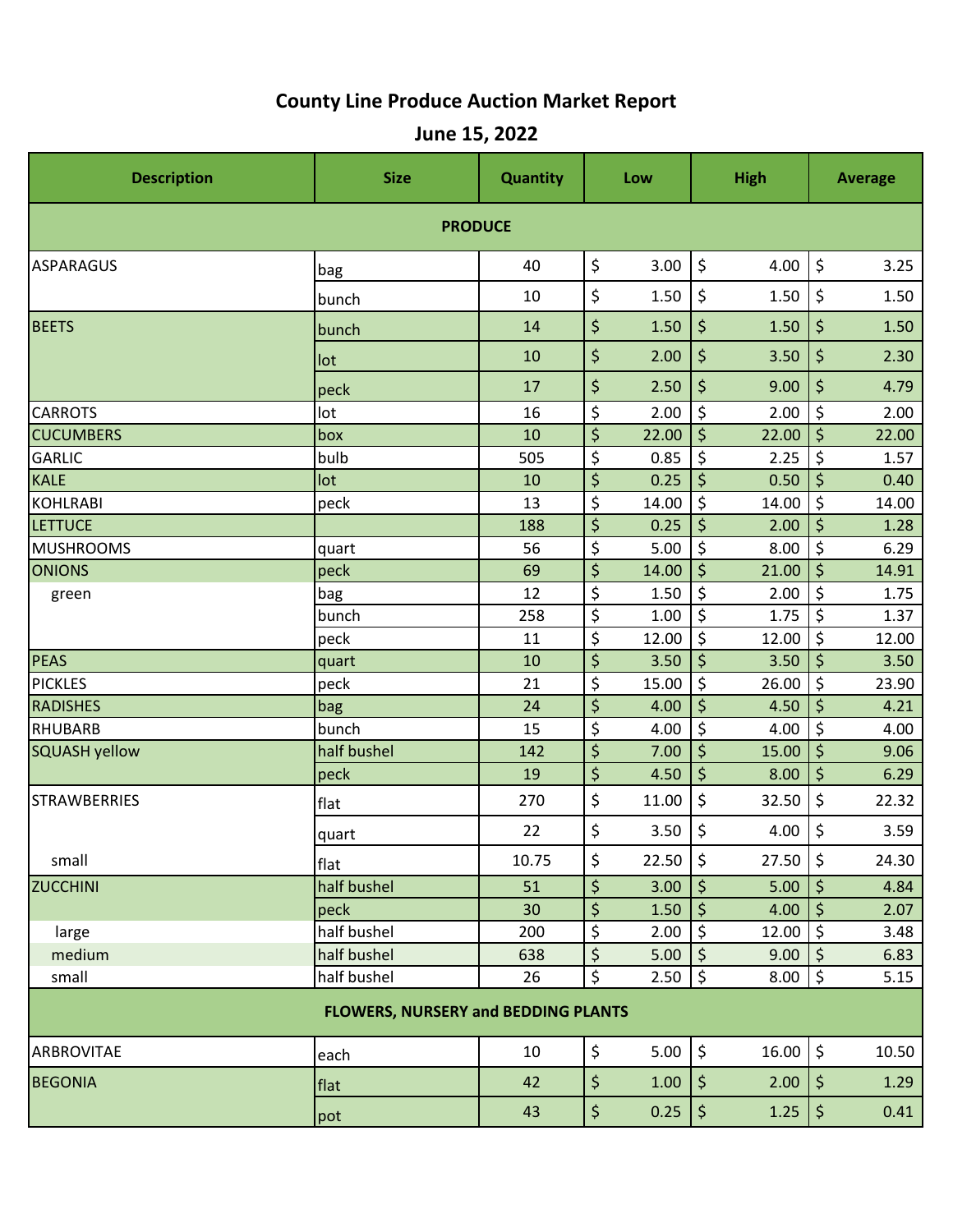# County Line Produce Auction Market Report

## June 15, 2022

| Description | Size | Quantity | Low | High | Average |
|---|---|---|---|---|---|
| **PRODUCE** | | | | | |
| ASPARAGUS | bag | 40 | $ 3.00 | $ 4.00 | $ 3.25 |
| | bunch | 10 | $ 1.50 | $ 1.50 | $ 1.50 |
| BEETS | bunch | 14 | $ 1.50 | $ 1.50 | $ 1.50 |
| | lot | 10 | $ 2.00 | $ 3.50 | $ 2.30 |
| | peck | 17 | $ 2.50 | $ 9.00 | $ 4.79 |
| CARROTS | lot | 16 | $ 2.00 | $ 2.00 | $ 2.00 |
| CUCUMBERS | box | 10 | $ 22.00 | $ 22.00 | $ 22.00 |
| GARLIC | bulb | 505 | $ 0.85 | $ 2.25 | $ 1.57 |
| KALE | lot | 10 | $ 0.25 | $ 0.50 | $ 0.40 |
| KOHLRABI | peck | 13 | $ 14.00 | $ 14.00 | $ 14.00 |
| LETTUCE | | 188 | $ 0.25 | $ 2.00 | $ 1.28 |
| MUSHROOMS | quart | 56 | $ 5.00 | $ 8.00 | $ 6.29 |
| ONIONS | peck | 69 | $ 14.00 | $ 21.00 | $ 14.91 |
| green | bag | 12 | $ 1.50 | $ 2.00 | $ 1.75 |
| | bunch | 258 | $ 1.00 | $ 1.75 | $ 1.37 |
| | peck | 11 | $ 12.00 | $ 12.00 | $ 12.00 |
| PEAS | quart | 10 | $ 3.50 | $ 3.50 | $ 3.50 |
| PICKLES | peck | 21 | $ 15.00 | $ 26.00 | $ 23.90 |
| RADISHES | bag | 24 | $ 4.00 | $ 4.50 | $ 4.21 |
| RHUBARB | bunch | 15 | $ 4.00 | $ 4.00 | $ 4.00 |
| SQUASH yellow | half bushel | 142 | $ 7.00 | $ 15.00 | $ 9.06 |
| | peck | 19 | $ 4.50 | $ 8.00 | $ 6.29 |
| STRAWBERRIES | flat | 270 | $ 11.00 | $ 32.50 | $ 22.32 |
| | quart | 22 | $ 3.50 | $ 4.00 | $ 3.59 |
| small | flat | 10.75 | $ 22.50 | $ 27.50 | $ 24.30 |
| ZUCCHINI | half bushel | 51 | $ 3.00 | $ 5.00 | $ 4.84 |
| | peck | 30 | $ 1.50 | $ 4.00 | $ 2.07 |
| large | half bushel | 200 | $ 2.00 | $ 12.00 | $ 3.48 |
| medium | half bushel | 638 | $ 5.00 | $ 9.00 | $ 6.83 |
| small | half bushel | 26 | $ 2.50 | $ 8.00 | $ 5.15 |
| **FLOWERS, NURSERY and BEDDING PLANTS** | | | | | |
| ARBROVITAE | each | 10 | $ 5.00 | $ 16.00 | $ 10.50 |
| BEGONIA | flat | 42 | $ 1.00 | $ 2.00 | $ 1.29 |
| | pot | 43 | $ 0.25 | $ 1.25 | $ 0.41 |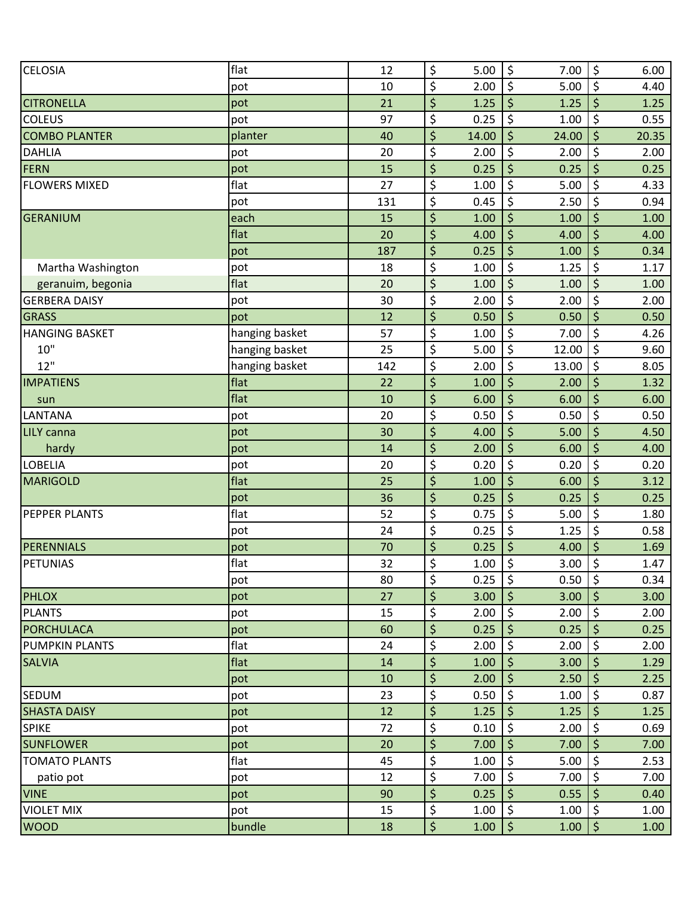| | | | | | |
|---|---|---|---|---|---|
| CELOSIA | flat | 12 | $ 5.00 | $ 7.00 | $ 6.00 |
| | pot | 10 | $ 2.00 | $ 5.00 | $ 4.40 |
| CITRONELLA | pot | 21 | $ 1.25 | $ 1.25 | $ 1.25 |
| COLEUS | pot | 97 | $ 0.25 | $ 1.00 | $ 0.55 |
| COMBO PLANTER | planter | 40 | $ 14.00 | $ 24.00 | $ 20.35 |
| DAHLIA | pot | 20 | $ 2.00 | $ 2.00 | $ 2.00 |
| FERN | pot | 15 | $ 0.25 | $ 0.25 | $ 0.25 |
| FLOWERS MIXED | flat | 27 | $ 1.00 | $ 5.00 | $ 4.33 |
| | pot | 131 | $ 0.45 | $ 2.50 | $ 0.94 |
| GERANIUM | each | 15 | $ 1.00 | $ 1.00 | $ 1.00 |
| | flat | 20 | $ 4.00 | $ 4.00 | $ 4.00 |
| | pot | 187 | $ 0.25 | $ 1.00 | $ 0.34 |
| Martha Washington | pot | 18 | $ 1.00 | $ 1.25 | $ 1.17 |
| geranuim, begonia | flat | 20 | $ 1.00 | $ 1.00 | $ 1.00 |
| GERBERA DAISY | pot | 30 | $ 2.00 | $ 2.00 | $ 2.00 |
| GRASS | pot | 12 | $ 0.50 | $ 0.50 | $ 0.50 |
| HANGING BASKET | hanging basket | 57 | $ 1.00 | $ 7.00 | $ 4.26 |
| 10" | hanging basket | 25 | $ 5.00 | $ 12.00 | $ 9.60 |
| 12" | hanging basket | 142 | $ 2.00 | $ 13.00 | $ 8.05 |
| IMPATIENS | flat | 22 | $ 1.00 | $ 2.00 | $ 1.32 |
| sun | flat | 10 | $ 6.00 | $ 6.00 | $ 6.00 |
| LANTANA | pot | 20 | $ 0.50 | $ 0.50 | $ 0.50 |
| LILY canna | pot | 30 | $ 4.00 | $ 5.00 | $ 4.50 |
| hardy | pot | 14 | $ 2.00 | $ 6.00 | $ 4.00 |
| LOBELIA | pot | 20 | $ 0.20 | $ 0.20 | $ 0.20 |
| MARIGOLD | flat | 25 | $ 1.00 | $ 6.00 | $ 3.12 |
| | pot | 36 | $ 0.25 | $ 0.25 | $ 0.25 |
| PEPPER PLANTS | flat | 52 | $ 0.75 | $ 5.00 | $ 1.80 |
| | pot | 24 | $ 0.25 | $ 1.25 | $ 0.58 |
| PERENNIALS | pot | 70 | $ 0.25 | $ 4.00 | $ 1.69 |
| PETUNIAS | flat | 32 | $ 1.00 | $ 3.00 | $ 1.47 |
| | pot | 80 | $ 0.25 | $ 0.50 | $ 0.34 |
| PHLOX | pot | 27 | $ 3.00 | $ 3.00 | $ 3.00 |
| PLANTS | pot | 15 | $ 2.00 | $ 2.00 | $ 2.00 |
| PORCHULACA | pot | 60 | $ 0.25 | $ 0.25 | $ 0.25 |
| PUMPKIN PLANTS | flat | 24 | $ 2.00 | $ 2.00 | $ 2.00 |
| SALVIA | flat | 14 | $ 1.00 | $ 3.00 | $ 1.29 |
| | pot | 10 | $ 2.00 | $ 2.50 | $ 2.25 |
| SEDUM | pot | 23 | $ 0.50 | $ 1.00 | $ 0.87 |
| SHASTA DAISY | pot | 12 | $ 1.25 | $ 1.25 | $ 1.25 |
| SPIKE | pot | 72 | $ 0.10 | $ 2.00 | $ 0.69 |
| SUNFLOWER | pot | 20 | $ 7.00 | $ 7.00 | $ 7.00 |
| TOMATO PLANTS | flat | 45 | $ 1.00 | $ 5.00 | $ 2.53 |
| patio pot | pot | 12 | $ 7.00 | $ 7.00 | $ 7.00 |
| VINE | pot | 90 | $ 0.25 | $ 0.55 | $ 0.40 |
| VIOLET MIX | pot | 15 | $ 1.00 | $ 1.00 | $ 1.00 |
| WOOD | bundle | 18 | $ 1.00 | $ 1.00 | $ 1.00 |